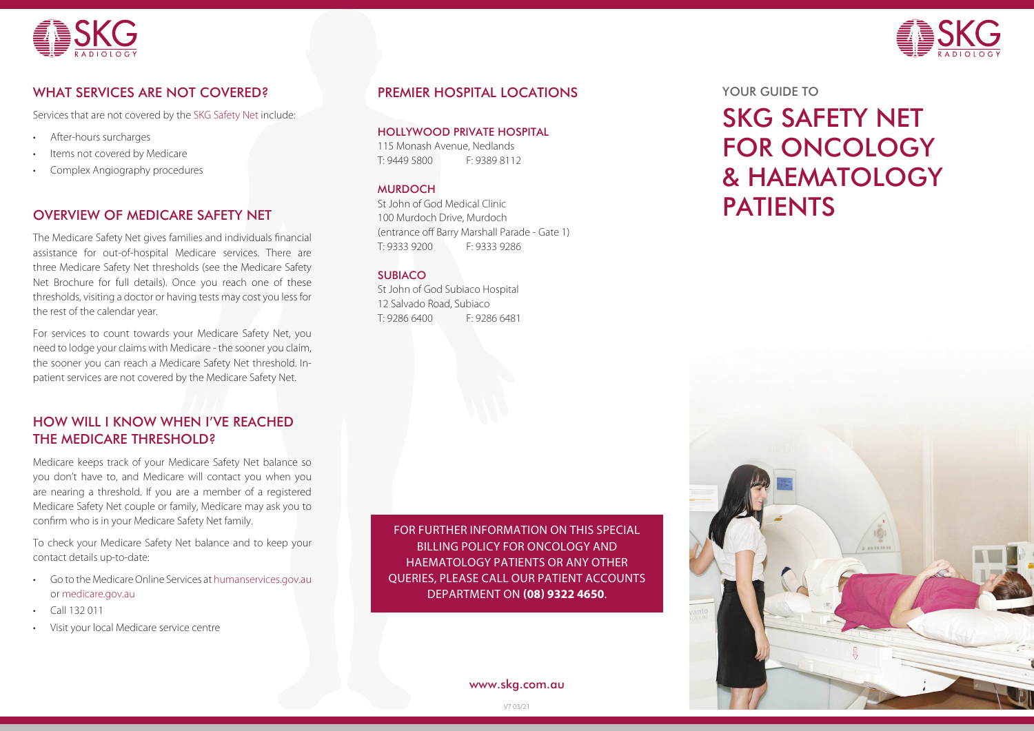## WHAT SERVICES ARE NOT COVERED?

Services that are not covered by the SKG Safety Net include:

- After-hours surcharges
- Items not covered by Medicare
- Complex Angiography procedures

## OVERVIEW OF MEDICARE SAFETY NET

The Medicare Safety Net gives families and individuals financial assistance for out-of-hospital Medicare services. There are three Medicare Safety Net thresholds (see the Medicare Safety Net Brochure for full details). Once you reach one of these thresholds, visiting a doctor or having tests may cost you less for the rest of the calendar year.

For services to count towards your Medicare Safety Net, you need to lodge your claims with Medicare - the sooner you claim, the sooner you can reach a Medicare Safety Net threshold. In-patient services are not covered by the Medicare Safety Net.

## HOW WILL I KNOW WHEN I'VE REACHED THE MEDICARE THRESHOLD?

Medicare keeps track of your Medicare Safety Net balance so you don't have to, and Medicare will contact you when you are nearing a threshold. If you are a member of a registered Medicare Safety Net couple or family, Medicare may ask you to confirm who is in your Medicare Safety Net family.

To check your Medicare Safety Net balance and to keep your contact details up-to-date:

- Go to the Medicare Online Services at humanservices.gov.au or medicare.gov.au
- Call 132 011
- Visit your local Medicare service centre

## PREMIER HOSPITAL LOCATIONS

### HOLLYWOOD PRIVATE HOSPITAL

115 Monash Avenue, Nedlands
T: 9449 5800 F: 9389 8112

### MURDOCH

St John of God Medical Clinic
100 Murdoch Drive, Murdoch
(entrance off Barry Marshall Parade - Gate 1)
T: 9333 9200 F: 9333 9286

### SUBIACO

St John of God Subiaco Hospital
12 Salvado Road, Subiaco
T: 9286 6400 F: 9286 6481

FOR FURTHER INFORMATION ON THIS SPECIAL BILLING POLICY FOR ONCOLOGY AND HAEMATOLOGY PATIENTS OR ANY OTHER QUERIES, PLEASE CALL OUR PATIENT ACCOUNTS DEPARTMENT ON **(08) 9322 4650**.

www.skg.com.au

V7 03/21

SKG RADIOLOGY

YOUR GUIDE TO

# SKG SAFETY NET FOR ONCOLOGY & HAEMATOLOGY PATIENTS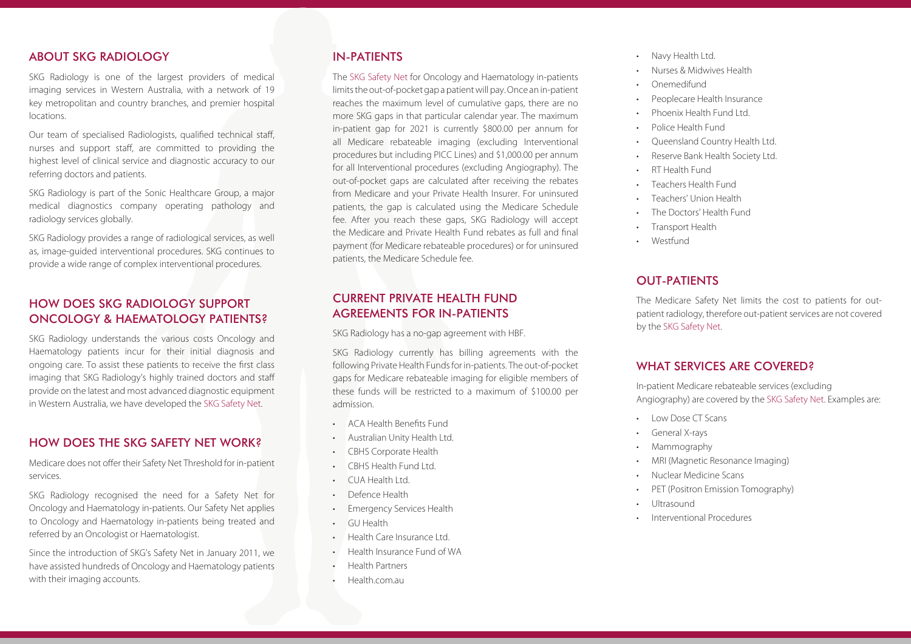## ABOUT SKG RADIOLOGY

SKG Radiology is one of the largest providers of medical imaging services in Western Australia, with a network of 19 key metropolitan and country branches, and premier hospital locations.

Our team of specialised Radiologists, qualified technical staff, nurses and support staff, are committed to providing the highest level of clinical service and diagnostic accuracy to our referring doctors and patients.

SKG Radiology is part of the Sonic Healthcare Group, a major medical diagnostics company operating pathology and radiology services globally.

SKG Radiology provides a range of radiological services, as well as, image-guided interventional procedures. SKG continues to provide a wide range of complex interventional procedures.

## HOW DOES SKG RADIOLOGY SUPPORT ONCOLOGY & HAEMATOLOGY PATIENTS?

SKG Radiology understands the various costs Oncology and Haematology patients incur for their initial diagnosis and ongoing care. To assist these patients to receive the first class imaging that SKG Radiology's highly trained doctors and staff provide on the latest and most advanced diagnostic equipment in Western Australia, we have developed the SKG Safety Net.

## HOW DOES THE SKG SAFETY NET WORK?

Medicare does not offer their Safety Net Threshold for in-patient services.

SKG Radiology recognised the need for a Safety Net for Oncology and Haematology in-patients. Our Safety Net applies to Oncology and Haematology in-patients being treated and referred by an Oncologist or Haematologist.

Since the introduction of SKG's Safety Net in January 2011, we have assisted hundreds of Oncology and Haematology patients with their imaging accounts.

## IN-PATIENTS

The SKG Safety Net for Oncology and Haematology in-patients limits the out-of-pocket gap a patient will pay. Once an in-patient reaches the maximum level of cumulative gaps, there are no more SKG gaps in that particular calendar year. The maximum in-patient gap for 2021 is currently $800.00 per annum for all Medicare rebateable imaging (excluding Interventional procedures but including PICC Lines) and $1,000.00 per annum for all Interventional procedures (excluding Angiography). The out-of-pocket gaps are calculated after receiving the rebates from Medicare and your Private Health Insurer. For uninsured patients, the gap is calculated using the Medicare Schedule fee. After you reach these gaps, SKG Radiology will accept the Medicare and Private Health Fund rebates as full and final payment (for Medicare rebateable procedures) or for uninsured patients, the Medicare Schedule fee.

## CURRENT PRIVATE HEALTH FUND AGREEMENTS FOR IN-PATIENTS

SKG Radiology has a no-gap agreement with HBF.

SKG Radiology currently has billing agreements with the following Private Health Funds for in-patients. The out-of-pocket gaps for Medicare rebateable imaging for eligible members of these funds will be restricted to a maximum of $100.00 per admission.

- ACA Health Benefits Fund
- Australian Unity Health Ltd.
- CBHS Corporate Health
- CBHS Health Fund Ltd.
- CUA Health Ltd.
- Defence Health
- Emergency Services Health
- GU Health
- Health Care Insurance Ltd.
- Health Insurance Fund of WA
- Health Partners
- Health.com.au
- Navy Health Ltd.
- Nurses & Midwives Health
- Onemedifund
- Peoplecare Health Insurance
- Phoenix Health Fund Ltd.
- Police Health Fund
- Queensland Country Health Ltd.
- Reserve Bank Health Society Ltd.
- RT Health Fund
- Teachers Health Fund
- Teachers' Union Health
- The Doctors' Health Fund
- Transport Health
- Westfund

## OUT-PATIENTS

The Medicare Safety Net limits the cost to patients for out-patient radiology, therefore out-patient services are not covered by the SKG Safety Net.

## WHAT SERVICES ARE COVERED?

In-patient Medicare rebateable services (excluding Angiography) are covered by the SKG Safety Net. Examples are:

- Low Dose CT Scans
- General X-rays
- Mammography
- MRI (Magnetic Resonance Imaging)
- Nuclear Medicine Scans
- PET (Positron Emission Tomography)
- Ultrasound
- Interventional Procedures